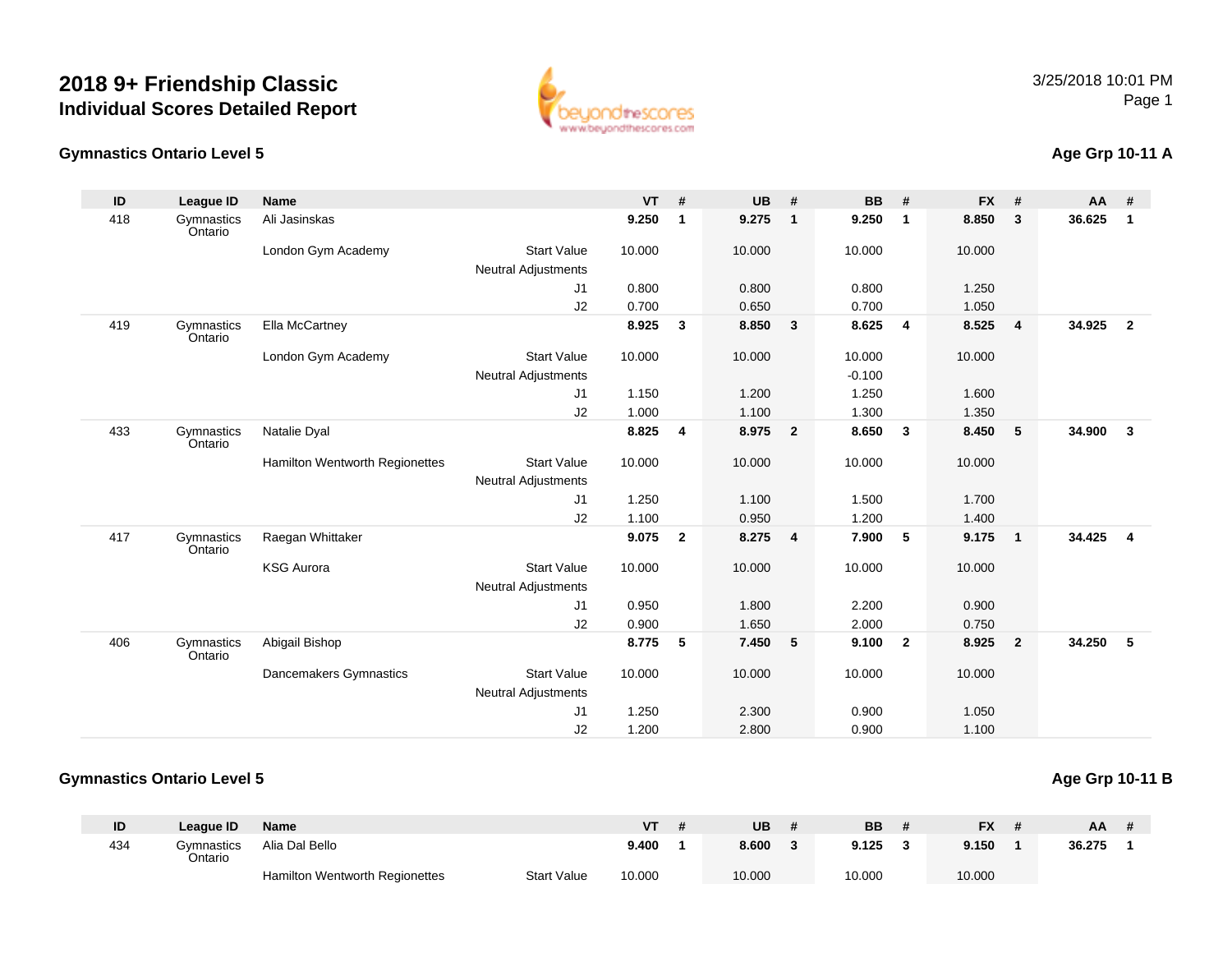# 2018 9+ Friendship Classic

## Individual Scores Detailed Report

3/25/2018 10:01 PM

### Gymnastics Ontario Level 5

**Age Grp 10-11 A**

| ID | League ID | Name | | VT | # | UB | # | BB | # | FX | # | AA | # |
|---|---|---|---|---|---|---|---|---|---|---|---|---|---|
| 418 | Gymnastics Ontario | Ali Jasinskas | | **9.250** | **1** | **9.275** | **1** | **9.250** | **1** | **8.850** | **3** | **36.625** | **1** |
| | | London Gym Academy | Start Value | 10.000 | | 10.000 | | 10.000 | | 10.000 | | | |
| | | | Neutral Adjustments | | | | | | | | | | |
| | | | J1 | 0.800 | | 0.800 | | 0.800 | | 1.250 | | | |
| | | | J2 | 0.700 | | 0.650 | | 0.700 | | 1.050 | | | |
| 419 | Gymnastics Ontario | Ella McCartney | | **8.925** | **3** | **8.850** | **3** | **8.625** | **4** | **8.525** | **4** | **34.925** | **2** |
| | | London Gym Academy | Start Value | 10.000 | | 10.000 | | 10.000 | | 10.000 | | | |
| | | | Neutral Adjustments | | | | | -0.100 | | | | | |
| | | | J1 | 1.150 | | 1.200 | | 1.250 | | 1.600 | | | |
| | | | J2 | 1.000 | | 1.100 | | 1.300 | | 1.350 | | | |
| 433 | Gymnastics Ontario | Natalie Dyal | | **8.825** | **4** | **8.975** | **2** | **8.650** | **3** | **8.450** | **5** | **34.900** | **3** |
| | | Hamilton Wentworth Regionettes | Start Value | 10.000 | | 10.000 | | 10.000 | | 10.000 | | | |
| | | | Neutral Adjustments | | | | | | | | | | |
| | | | J1 | 1.250 | | 1.100 | | 1.500 | | 1.700 | | | |
| | | | J2 | 1.100 | | 0.950 | | 1.200 | | 1.400 | | | |
| 417 | Gymnastics Ontario | Raegan Whittaker | | **9.075** | **2** | **8.275** | **4** | **7.900** | **5** | **9.175** | **1** | **34.425** | **4** |
| | | KSG Aurora | Start Value | 10.000 | | 10.000 | | 10.000 | | 10.000 | | | |
| | | | Neutral Adjustments | | | | | | | | | | |
| | | | J1 | 0.950 | | 1.800 | | 2.200 | | 0.900 | | | |
| | | | J2 | 0.900 | | 1.650 | | 2.000 | | 0.750 | | | |
| 406 | Gymnastics Ontario | Abigail Bishop | | **8.775** | **5** | **7.450** | **5** | **9.100** | **2** | **8.925** | **2** | **34.250** | **5** |
| | | Dancemakers Gymnastics | Start Value | 10.000 | | 10.000 | | 10.000 | | 10.000 | | | |
| | | | Neutral Adjustments | | | | | | | | | | |
| | | | J1 | 1.250 | | 2.300 | | 0.900 | | 1.050 | | | |
| | | | J2 | 1.200 | | 2.800 | | 0.900 | | 1.100 | | | |

### Gymnastics Ontario Level 5

**Age Grp 10-11 B**

| ID | League ID | Name | | VT | # | UB | # | BB | # | FX | # | AA | # |
|---|---|---|---|---|---|---|---|---|---|---|---|---|---|
| 434 | Gymnastics Ontario | Alia Dal Bello | | **9.400** | **1** | **8.600** | **3** | **9.125** | **3** | **9.150** | **1** | **36.275** | **1** |
| | | Hamilton Wentworth Regionettes | Start Value | 10.000 | | 10.000 | | 10.000 | | 10.000 | | | |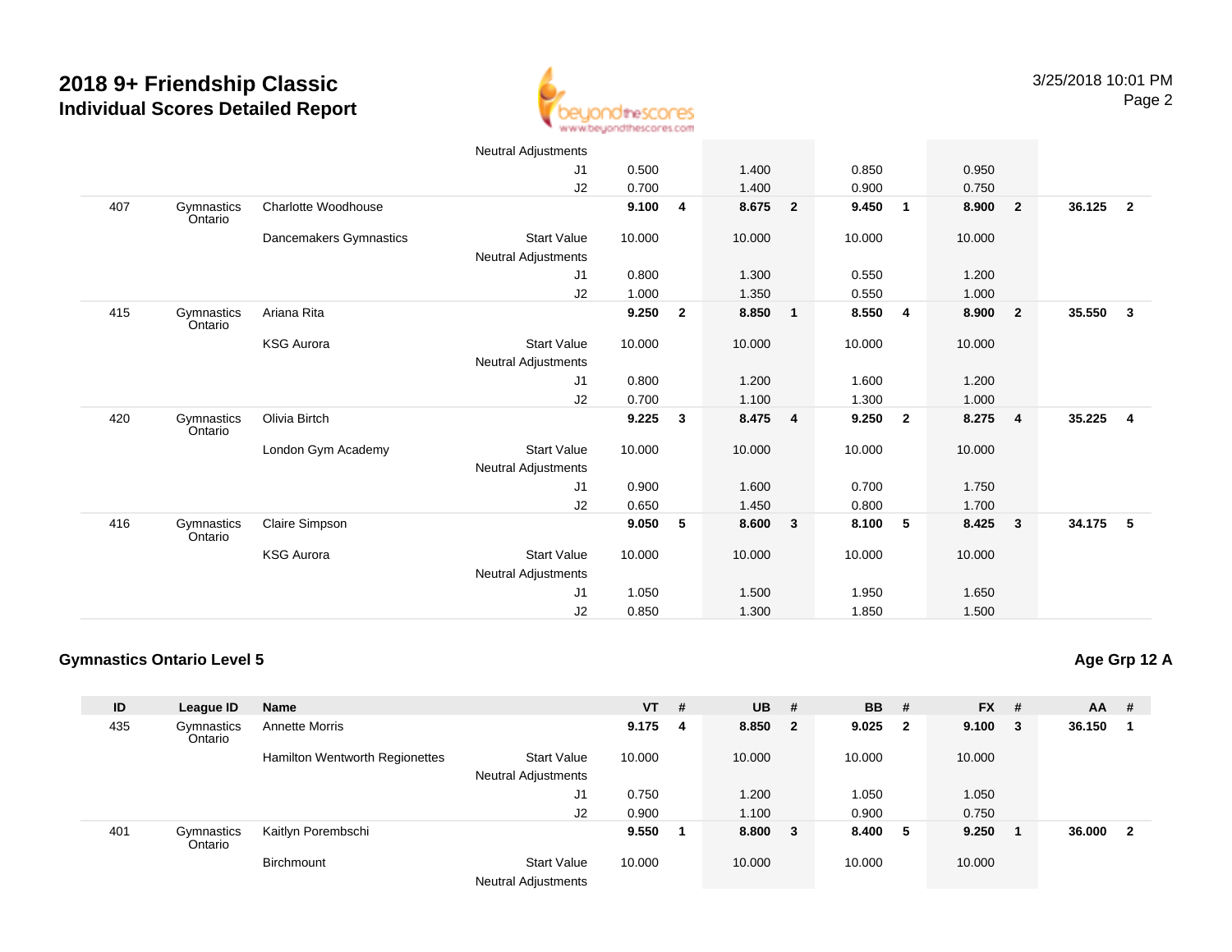# 2018 9+ Friendship Classic
## Individual Scores Detailed Report

| ID | League ID | Name | | VT | # | UB | # | BB | # | FX | # | AA | # |
|---|---|---|---|---|---|---|---|---|---|---|---|---|---|
| | | | Neutral Adjustments | | | | | | | | | | |
| | | | J1 | 0.500 | | 1.400 | | 0.850 | | 0.950 | | | |
| | | | J2 | 0.700 | | 1.400 | | 0.900 | | 0.750 | | | |
| 407 | Gymnastics Ontario | Charlotte Woodhouse | | **9.100** | **4** | **8.675** | **2** | **9.450** | **1** | **8.900** | **2** | **36.125** | **2** |
| | | Dancemakers Gymnastics | Start Value | 10.000 | | 10.000 | | 10.000 | | 10.000 | | | |
| | | | Neutral Adjustments | | | | | | | | | | |
| | | | J1 | 0.800 | | 1.300 | | 0.550 | | 1.200 | | | |
| | | | J2 | 1.000 | | 1.350 | | 0.550 | | 1.000 | | | |
| 415 | Gymnastics Ontario | Ariana Rita | | **9.250** | **2** | **8.850** | **1** | **8.550** | **4** | **8.900** | **2** | **35.550** | **3** |
| | | KSG Aurora | Start Value | 10.000 | | 10.000 | | 10.000 | | 10.000 | | | |
| | | | Neutral Adjustments | | | | | | | | | | |
| | | | J1 | 0.800 | | 1.200 | | 1.600 | | 1.200 | | | |
| | | | J2 | 0.700 | | 1.100 | | 1.300 | | 1.000 | | | |
| 420 | Gymnastics Ontario | Olivia Birtch | | **9.225** | **3** | **8.475** | **4** | **9.250** | **2** | **8.275** | **4** | **35.225** | **4** |
| | | London Gym Academy | Start Value | 10.000 | | 10.000 | | 10.000 | | 10.000 | | | |
| | | | Neutral Adjustments | | | | | | | | | | |
| | | | J1 | 0.900 | | 1.600 | | 0.700 | | 1.750 | | | |
| | | | J2 | 0.650 | | 1.450 | | 0.800 | | 1.700 | | | |
| 416 | Gymnastics Ontario | Claire Simpson | | **9.050** | **5** | **8.600** | **3** | **8.100** | **5** | **8.425** | **3** | **34.175** | **5** |
| | | KSG Aurora | Start Value | 10.000 | | 10.000 | | 10.000 | | 10.000 | | | |
| | | | Neutral Adjustments | | | | | | | | | | |
| | | | J1 | 1.050 | | 1.500 | | 1.950 | | 1.650 | | | |
| | | | J2 | 0.850 | | 1.300 | | 1.850 | | 1.500 | | | |

### Gymnastics Ontario Level 5

**Age Grp 12 A**

| ID | League ID | Name | | VT | # | UB | # | BB | # | FX | # | AA | # |
|---|---|---|---|---|---|---|---|---|---|---|---|---|---|
| 435 | Gymnastics Ontario | Annette Morris | | **9.175** | **4** | **8.850** | **2** | **9.025** | **2** | **9.100** | **3** | **36.150** | **1** |
| | | Hamilton Wentworth Regionettes | Start Value | 10.000 | | 10.000 | | 10.000 | | 10.000 | | | |
| | | | Neutral Adjustments | | | | | | | | | | |
| | | | J1 | 0.750 | | 1.200 | | 1.050 | | 1.050 | | | |
| | | | J2 | 0.900 | | 1.100 | | 0.900 | | 0.750 | | | |
| 401 | Gymnastics Ontario | Kaitlyn Porembschi | | **9.550** | **1** | **8.800** | **3** | **8.400** | **5** | **9.250** | **1** | **36.000** | **2** |
| | | Birchmount | Start Value | 10.000 | | 10.000 | | 10.000 | | 10.000 | | | |
| | | | Neutral Adjustments | | | | | | | | | | |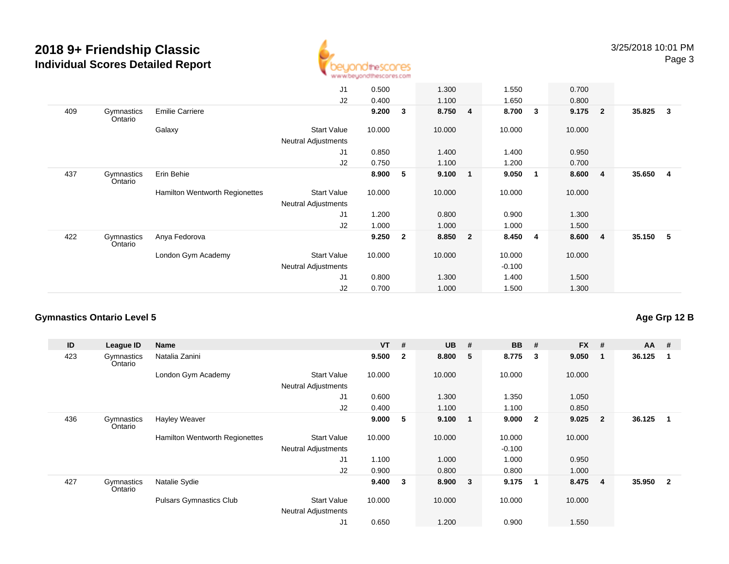# 2018 9+ Friendship Classic

## Individual Scores Detailed Report

| ID | League ID | Name | | VT | # | UB | # | BB | # | FX | # | AA | # |
|---|---|---|---|---|---|---|---|---|---|---|---|---|---|
| | | | J1 | 0.500 | | 1.300 | | 1.550 | | 0.700 | | | |
| | | | J2 | 0.400 | | 1.100 | | 1.650 | | 0.800 | | | |
| 409 | Gymnastics Ontario | Emilie Carriere | | 9.200 | 3 | 8.750 | 4 | 8.700 | 3 | 9.175 | 2 | 35.825 | 3 |
| | | Galaxy | Start Value | 10.000 | | 10.000 | | 10.000 | | 10.000 | | | |
| | | | Neutral Adjustments | | | | | | | | | | |
| | | | J1 | 0.850 | | 1.400 | | 1.400 | | 0.950 | | | |
| | | | J2 | 0.750 | | 1.100 | | 1.200 | | 0.700 | | | |
| 437 | Gymnastics Ontario | Erin Behie | | 8.900 | 5 | 9.100 | 1 | 9.050 | 1 | 8.600 | 4 | 35.650 | 4 |
| | | Hamilton Wentworth Regionettes | Start Value | 10.000 | | 10.000 | | 10.000 | | 10.000 | | | |
| | | | Neutral Adjustments | | | | | | | | | | |
| | | | J1 | 1.200 | | 0.800 | | 0.900 | | 1.300 | | | |
| | | | J2 | 1.000 | | 1.000 | | 1.000 | | 1.500 | | | |
| 422 | Gymnastics Ontario | Anya Fedorova | | 9.250 | 2 | 8.850 | 2 | 8.450 | 4 | 8.600 | 4 | 35.150 | 5 |
| | | London Gym Academy | Start Value | 10.000 | | 10.000 | | 10.000 | | 10.000 | | | |
| | | | Neutral Adjustments | | | | | -0.100 | | | | | |
| | | | J1 | 0.800 | | 1.300 | | 1.400 | | 1.500 | | | |
| | | | J2 | 0.700 | | 1.000 | | 1.500 | | 1.300 | | | |

### Gymnastics Ontario Level 5

**Age Grp 12 B**

| ID | League ID | Name | | VT | # | UB | # | BB | # | FX | # | AA | # |
|---|---|---|---|---|---|---|---|---|---|---|---|---|---|
| 423 | Gymnastics Ontario | Natalia Zanini | | 9.500 | 2 | 8.800 | 5 | 8.775 | 3 | 9.050 | 1 | 36.125 | 1 |
| | | London Gym Academy | Start Value | 10.000 | | 10.000 | | 10.000 | | 10.000 | | | |
| | | | Neutral Adjustments | | | | | | | | | | |
| | | | J1 | 0.600 | | 1.300 | | 1.350 | | 1.050 | | | |
| | | | J2 | 0.400 | | 1.100 | | 1.100 | | 0.850 | | | |
| 436 | Gymnastics Ontario | Hayley Weaver | | 9.000 | 5 | 9.100 | 1 | 9.000 | 2 | 9.025 | 2 | 36.125 | 1 |
| | | Hamilton Wentworth Regionettes | Start Value | 10.000 | | 10.000 | | 10.000 | | 10.000 | | | |
| | | | Neutral Adjustments | | | | | -0.100 | | | | | |
| | | | J1 | 1.100 | | 1.000 | | 1.000 | | 0.950 | | | |
| | | | J2 | 0.900 | | 0.800 | | 0.800 | | 1.000 | | | |
| 427 | Gymnastics Ontario | Natalie Sydie | | 9.400 | 3 | 8.900 | 3 | 9.175 | 1 | 8.475 | 4 | 35.950 | 2 |
| | | Pulsars Gymnastics Club | Start Value | 10.000 | | 10.000 | | 10.000 | | 10.000 | | | |
| | | | Neutral Adjustments | | | | | | | | | | |
| | | | J1 | 0.650 | | 1.200 | | 0.900 | | 1.550 | | | |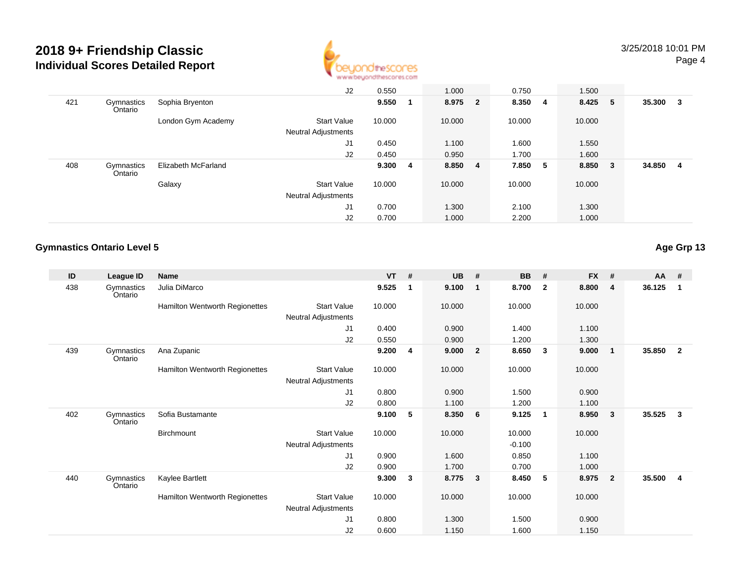# 2018 9+ Friendship Classic

## Individual Scores Detailed Report

| ID | League ID | Name | | VT | # | UB | # | BB | # | FX | # | AA | # |
|---|---|---|---|---|---|---|---|---|---|---|---|---|---|
| | | | J2 | 0.550 | | 1.000 | | 0.750 | | 1.500 | | | |
| 421 | Gymnastics Ontario | Sophia Bryenton | | **9.550** | **1** | **8.975** | **2** | **8.350** | **4** | **8.425** | **5** | **35.300** | **3** |
| | | London Gym Academy | Start Value | 10.000 | | 10.000 | | 10.000 | | 10.000 | | | |
| | | | Neutral Adjustments | | | | | | | | | | |
| | | | J1 | 0.450 | | 1.100 | | 1.600 | | 1.550 | | | |
| | | | J2 | 0.450 | | 0.950 | | 1.700 | | 1.600 | | | |
| 408 | Gymnastics Ontario | Elizabeth McFarland | | **9.300** | **4** | **8.850** | **4** | **7.850** | **5** | **8.850** | **3** | **34.850** | **4** |
| | | Galaxy | Start Value | 10.000 | | 10.000 | | 10.000 | | 10.000 | | | |
| | | | Neutral Adjustments | | | | | | | | | | |
| | | | J1 | 0.700 | | 1.300 | | 2.100 | | 1.300 | | | |
| | | | J2 | 0.700 | | 1.000 | | 2.200 | | 1.000 | | | |

### Gymnastics Ontario Level 5

**Age Grp 13**

| ID | League ID | Name | | VT | # | UB | # | BB | # | FX | # | AA | # |
|---|---|---|---|---|---|---|---|---|---|---|---|---|---|
| 438 | Gymnastics Ontario | Julia DiMarco | | **9.525** | **1** | **9.100** | **1** | **8.700** | **2** | **8.800** | **4** | **36.125** | **1** |
| | | Hamilton Wentworth Regionettes | Start Value | 10.000 | | 10.000 | | 10.000 | | 10.000 | | | |
| | | | Neutral Adjustments | | | | | | | | | | |
| | | | J1 | 0.400 | | 0.900 | | 1.400 | | 1.100 | | | |
| | | | J2 | 0.550 | | 0.900 | | 1.200 | | 1.300 | | | |
| 439 | Gymnastics Ontario | Ana Zupanic | | **9.200** | **4** | **9.000** | **2** | **8.650** | **3** | **9.000** | **1** | **35.850** | **2** |
| | | Hamilton Wentworth Regionettes | Start Value | 10.000 | | 10.000 | | 10.000 | | 10.000 | | | |
| | | | Neutral Adjustments | | | | | | | | | | |
| | | | J1 | 0.800 | | 0.900 | | 1.500 | | 0.900 | | | |
| | | | J2 | 0.800 | | 1.100 | | 1.200 | | 1.100 | | | |
| 402 | Gymnastics Ontario | Sofia Bustamante | | **9.100** | **5** | **8.350** | **6** | **9.125** | **1** | **8.950** | **3** | **35.525** | **3** |
| | | Birchmount | Start Value | 10.000 | | 10.000 | | 10.000 | | 10.000 | | | |
| | | | Neutral Adjustments | | | | | -0.100 | | | | | |
| | | | J1 | 0.900 | | 1.600 | | 0.850 | | 1.100 | | | |
| | | | J2 | 0.900 | | 1.700 | | 0.700 | | 1.000 | | | |
| 440 | Gymnastics Ontario | Kaylee Bartlett | | **9.300** | **3** | **8.775** | **3** | **8.450** | **5** | **8.975** | **2** | **35.500** | **4** |
| | | Hamilton Wentworth Regionettes | Start Value | 10.000 | | 10.000 | | 10.000 | | 10.000 | | | |
| | | | Neutral Adjustments | | | | | | | | | | |
| | | | J1 | 0.800 | | 1.300 | | 1.500 | | 0.900 | | | |
| | | | J2 | 0.600 | | 1.150 | | 1.600 | | 1.150 | | | |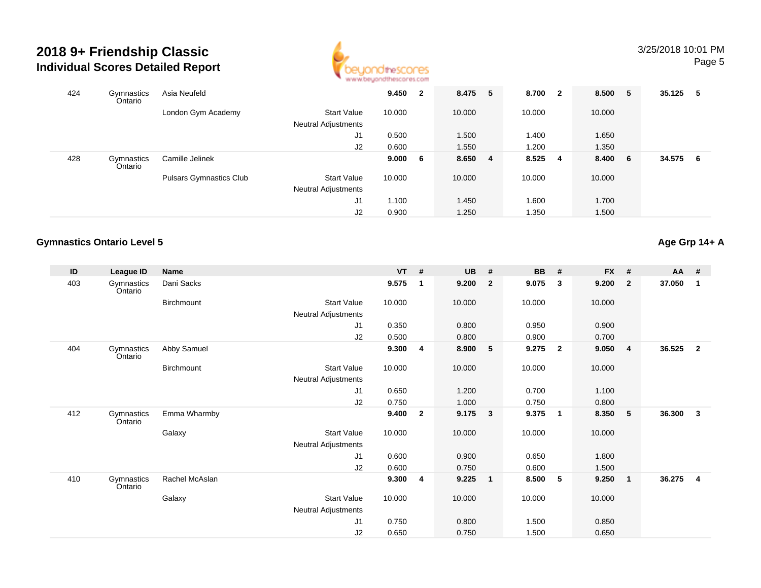| ID | League ID | Name | | VT | # | UB | # | BB | # | FX | # | AA | # |
|---|---|---|---|---|---|---|---|---|---|---|---|---|---|
| 424 | Gymnastics Ontario | Asia Neufeld | | 9.450 | 2 | 8.475 | 5 | 8.700 | 2 | 8.500 | 5 | 35.125 | 5 |
| | | London Gym Academy | Start Value | 10.000 | | 10.000 | | 10.000 | | 10.000 | | | |
| | | | Neutral Adjustments | | | | | | | | | | |
| | | | J1 | 0.500 | | 1.500 | | 1.400 | | 1.650 | | | |
| | | | J2 | 0.600 | | 1.550 | | 1.200 | | 1.350 | | | |
| 428 | Gymnastics Ontario | Camille Jelinek | | 9.000 | 6 | 8.650 | 4 | 8.525 | 4 | 8.400 | 6 | 34.575 | 6 |
| | | Pulsars Gymnastics Club | Start Value | 10.000 | | 10.000 | | 10.000 | | 10.000 | | | |
| | | | Neutral Adjustments | | | | | | | | | | |
| | | | J1 | 1.100 | | 1.450 | | 1.600 | | 1.700 | | | |
| | | | J2 | 0.900 | | 1.250 | | 1.350 | | 1.500 | | | |

### Gymnastics Ontario Level 5

**Age Grp 14+ A**

| ID | League ID | Name | | VT | # | UB | # | BB | # | FX | # | AA | # |
|---|---|---|---|---|---|---|---|---|---|---|---|---|---|
| 403 | Gymnastics Ontario | Dani Sacks | | 9.575 | 1 | 9.200 | 2 | 9.075 | 3 | 9.200 | 2 | 37.050 | 1 |
| | | Birchmount | Start Value | 10.000 | | 10.000 | | 10.000 | | 10.000 | | | |
| | | | Neutral Adjustments | | | | | | | | | | |
| | | | J1 | 0.350 | | 0.800 | | 0.950 | | 0.900 | | | |
| | | | J2 | 0.500 | | 0.800 | | 0.900 | | 0.700 | | | |
| 404 | Gymnastics Ontario | Abby Samuel | | 9.300 | 4 | 8.900 | 5 | 9.275 | 2 | 9.050 | 4 | 36.525 | 2 |
| | | Birchmount | Start Value | 10.000 | | 10.000 | | 10.000 | | 10.000 | | | |
| | | | Neutral Adjustments | | | | | | | | | | |
| | | | J1 | 0.650 | | 1.200 | | 0.700 | | 1.100 | | | |
| | | | J2 | 0.750 | | 1.000 | | 0.750 | | 0.800 | | | |
| 412 | Gymnastics Ontario | Emma Wharmby | | 9.400 | 2 | 9.175 | 3 | 9.375 | 1 | 8.350 | 5 | 36.300 | 3 |
| | | Galaxy | Start Value | 10.000 | | 10.000 | | 10.000 | | 10.000 | | | |
| | | | Neutral Adjustments | | | | | | | | | | |
| | | | J1 | 0.600 | | 0.900 | | 0.650 | | 1.800 | | | |
| | | | J2 | 0.600 | | 0.750 | | 0.600 | | 1.500 | | | |
| 410 | Gymnastics Ontario | Rachel McAslan | | 9.300 | 4 | 9.225 | 1 | 8.500 | 5 | 9.250 | 1 | 36.275 | 4 |
| | | Galaxy | Start Value | 10.000 | | 10.000 | | 10.000 | | 10.000 | | | |
| | | | Neutral Adjustments | | | | | | | | | | |
| | | | J1 | 0.750 | | 0.800 | | 1.500 | | 0.850 | | | |
| | | | J2 | 0.650 | | 0.750 | | 1.500 | | 0.650 | | | |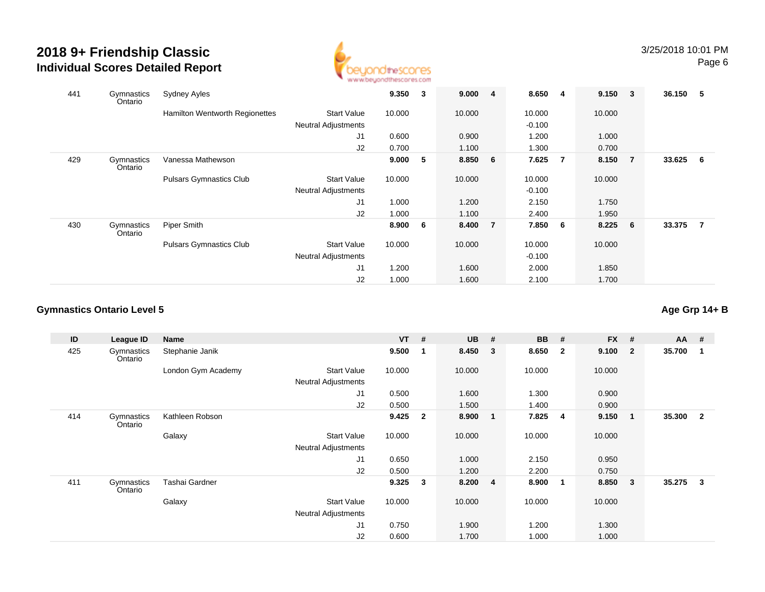| ID | League ID | Name | | VT | # | UB | # | BB | # | FX | # | AA | # |
|---|---|---|---|---|---|---|---|---|---|---|---|---|---|
| 441 | Gymnastics Ontario | Sydney Ayles | | 9.350 | 3 | 9.000 | 4 | 8.650 | 4 | 9.150 | 3 | 36.150 | 5 |
| | | Hamilton Wentworth Regionettes | Start Value | 10.000 | | 10.000 | | 10.000 | | 10.000 | | | |
| | | | Neutral Adjustments | | | | | -0.100 | | | | | |
| | | | J1 | 0.600 | | 0.900 | | 1.200 | | 1.000 | | | |
| | | | J2 | 0.700 | | 1.100 | | 1.300 | | 0.700 | | | |
| 429 | Gymnastics Ontario | Vanessa Mathewson | | 9.000 | 5 | 8.850 | 6 | 7.625 | 7 | 8.150 | 7 | 33.625 | 6 |
| | | Pulsars Gymnastics Club | Start Value | 10.000 | | 10.000 | | 10.000 | | 10.000 | | | |
| | | | Neutral Adjustments | | | | | -0.100 | | | | | |
| | | | J1 | 1.000 | | 1.200 | | 2.150 | | 1.750 | | | |
| | | | J2 | 1.000 | | 1.100 | | 2.400 | | 1.950 | | | |
| 430 | Gymnastics Ontario | Piper Smith | | 8.900 | 6 | 8.400 | 7 | 7.850 | 6 | 8.225 | 6 | 33.375 | 7 |
| | | Pulsars Gymnastics Club | Start Value | 10.000 | | 10.000 | | 10.000 | | 10.000 | | | |
| | | | Neutral Adjustments | | | | | -0.100 | | | | | |
| | | | J1 | 1.200 | | 1.600 | | 2.000 | | 1.850 | | | |
| | | | J2 | 1.000 | | 1.600 | | 2.100 | | 1.700 | | | |

## Gymnastics Ontario Level 5

**Age Grp 14+ B**

| ID | League ID | Name | | VT | # | UB | # | BB | # | FX | # | AA | # |
|---|---|---|---|---|---|---|---|---|---|---|---|---|---|
| 425 | Gymnastics Ontario | Stephanie Janik | | 9.500 | 1 | 8.450 | 3 | 8.650 | 2 | 9.100 | 2 | 35.700 | 1 |
| | | London Gym Academy | Start Value | 10.000 | | 10.000 | | 10.000 | | 10.000 | | | |
| | | | Neutral Adjustments | | | | | | | | | | |
| | | | J1 | 0.500 | | 1.600 | | 1.300 | | 0.900 | | | |
| | | | J2 | 0.500 | | 1.500 | | 1.400 | | 0.900 | | | |
| 414 | Gymnastics Ontario | Kathleen Robson | | 9.425 | 2 | 8.900 | 1 | 7.825 | 4 | 9.150 | 1 | 35.300 | 2 |
| | | Galaxy | Start Value | 10.000 | | 10.000 | | 10.000 | | 10.000 | | | |
| | | | Neutral Adjustments | | | | | | | | | | |
| | | | J1 | 0.650 | | 1.000 | | 2.150 | | 0.950 | | | |
| | | | J2 | 0.500 | | 1.200 | | 2.200 | | 0.750 | | | |
| 411 | Gymnastics Ontario | Tashai Gardner | | 9.325 | 3 | 8.200 | 4 | 8.900 | 1 | 8.850 | 3 | 35.275 | 3 |
| | | Galaxy | Start Value | 10.000 | | 10.000 | | 10.000 | | 10.000 | | | |
| | | | Neutral Adjustments | | | | | | | | | | |
| | | | J1 | 0.750 | | 1.900 | | 1.200 | | 1.300 | | | |
| | | | J2 | 0.600 | | 1.700 | | 1.000 | | 1.000 | | | |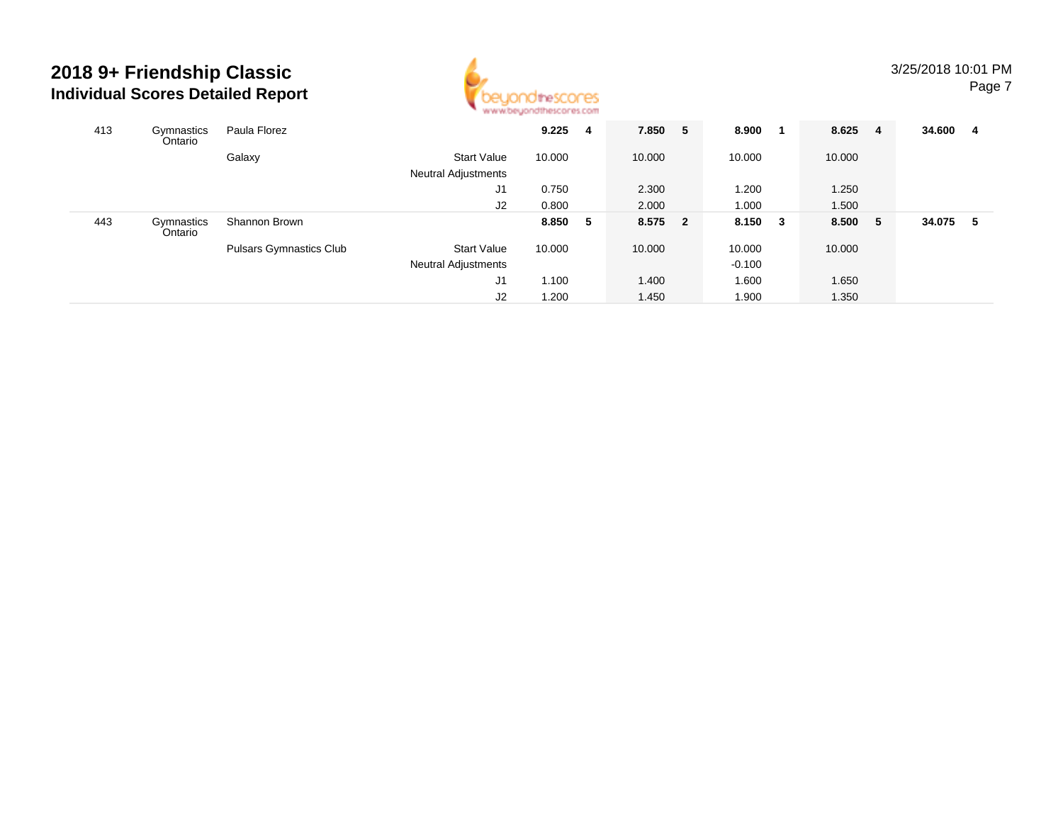# 2018 9+ Friendship Classic
## Individual Scores Detailed Report

3/25/2018 10:01 PM

| | | | | | | | | | | | | | |
|---|---|---|---|---|---|---|---|---|---|---|---|---|---|
| 413 | Gymnastics Ontario | Paula Florez | | **9.225** | **4** | **7.850** | **5** | **8.900** | **1** | **8.625** | **4** | **34.600** | **4** |
| | | Galaxy | Start Value | 10.000 | | 10.000 | | 10.000 | | 10.000 | | | |
| | | | Neutral Adjustments | | | | | | | | | | |
| | | | J1 | 0.750 | | 2.300 | | 1.200 | | 1.250 | | | |
| | | | J2 | 0.800 | | 2.000 | | 1.000 | | 1.500 | | | |
| 443 | Gymnastics Ontario | Shannon Brown | | **8.850** | **5** | **8.575** | **2** | **8.150** | **3** | **8.500** | **5** | **34.075** | **5** |
| | | Pulsars Gymnastics Club | Start Value | 10.000 | | 10.000 | | 10.000 | | 10.000 | | | |
| | | | Neutral Adjustments | | | | | -0.100 | | | | | |
| | | | J1 | 1.100 | | 1.400 | | 1.600 | | 1.650 | | | |
| | | | J2 | 1.200 | | 1.450 | | 1.900 | | 1.350 | | | |